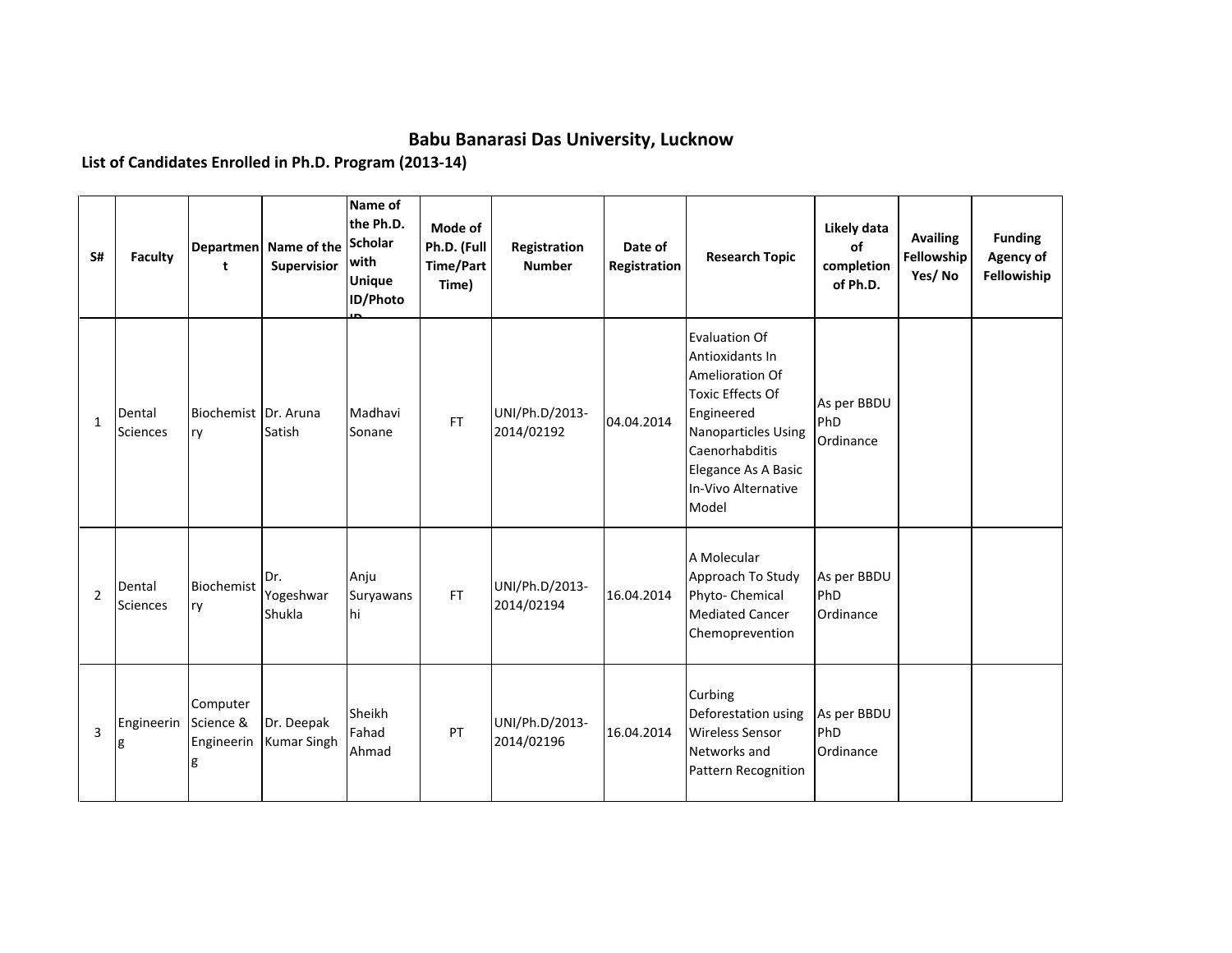# Babu Banarasi Das University, Lucknow

## List of Candidates Enrolled in Ph.D. Program (2013-14)

| S# | Faculty | Department | Name of the Supervisior | Name of the Ph.D. Scholar with Unique ID/Photo ID | Mode of Ph.D. (Full Time/Part Time) | Registration Number | Date of Registration | Research Topic | Likely data of completion of Ph.D. | Availing Fellowship Yes/ No | Funding Agency of Fellowship |
|---|---|---|---|---|---|---|---|---|---|---|---|
| 1 | Dental Sciences | Biochemistry | Dr. Aruna Satish | Madhavi Sonane | FT | UNI/Ph.D/2013-2014/02192 | 04.04.2014 | Evaluation Of Antioxidants In Amelioration Of Toxic Effects Of Engineered Nanoparticles Using Caenorhabditis Elegance As A Basic In-Vivo Alternative Model | As per BBDU PhD Ordinance | | |
| 2 | Dental Sciences | Biochemistry | Dr. Yogeshwar Shukla | Anju Suryawanshi | FT | UNI/Ph.D/2013-2014/02194 | 16.04.2014 | A Molecular Approach To Study Phyto- Chemical Mediated Cancer Chemoprevention | As per BBDU PhD Ordinance | | |
| 3 | Engineering | Computer Science & Engineering | Dr. Deepak Kumar Singh | Sheikh Fahad Ahmad | PT | UNI/Ph.D/2013-2014/02196 | 16.04.2014 | Curbing Deforestation using Wireless Sensor Networks and Pattern Recognition | As per BBDU PhD Ordinance | | |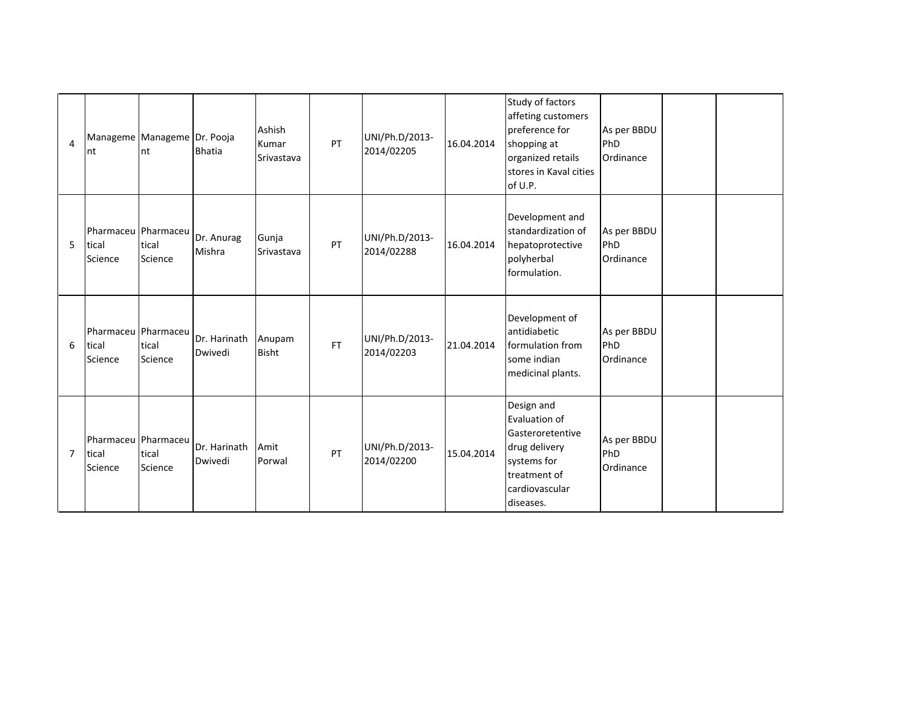| | | | | | | | | | | |
|---|---|---|---|---|---|---|---|---|---|---|
| 4 | Management | Management | Dr. Pooja Bhatia | Ashish Kumar Srivastava | PT | UNI/Ph.D/2013-2014/02205 | 16.04.2014 | Study of factors affeting customers preference for shopping at organized retails stores in Kaval cities of U.P. | As per BBDU PhD Ordinance | | |
| 5 | Pharmaceutical Science | Pharmaceutical Science | Dr. Anurag Mishra | Gunja Srivastava | PT | UNI/Ph.D/2013-2014/02288 | 16.04.2014 | Development and standardization of hepatoprotective polyherbal formulation. | As per BBDU PhD Ordinance | | |
| 6 | Pharmaceutical Science | Pharmaceutical Science | Dr. Harinath Dwivedi | Anupam Bisht | FT | UNI/Ph.D/2013-2014/02203 | 21.04.2014 | Development of antidiabetic formulation from some indian medicinal plants. | As per BBDU PhD Ordinance | | |
| 7 | Pharmaceutical Science | Pharmaceutical Science | Dr. Harinath Dwivedi | Amit Porwal | PT | UNI/Ph.D/2013-2014/02200 | 15.04.2014 | Design and Evaluation of Gasteroretentive drug delivery systems for treatment of cardiovascular diseases. | As per BBDU PhD Ordinance | | |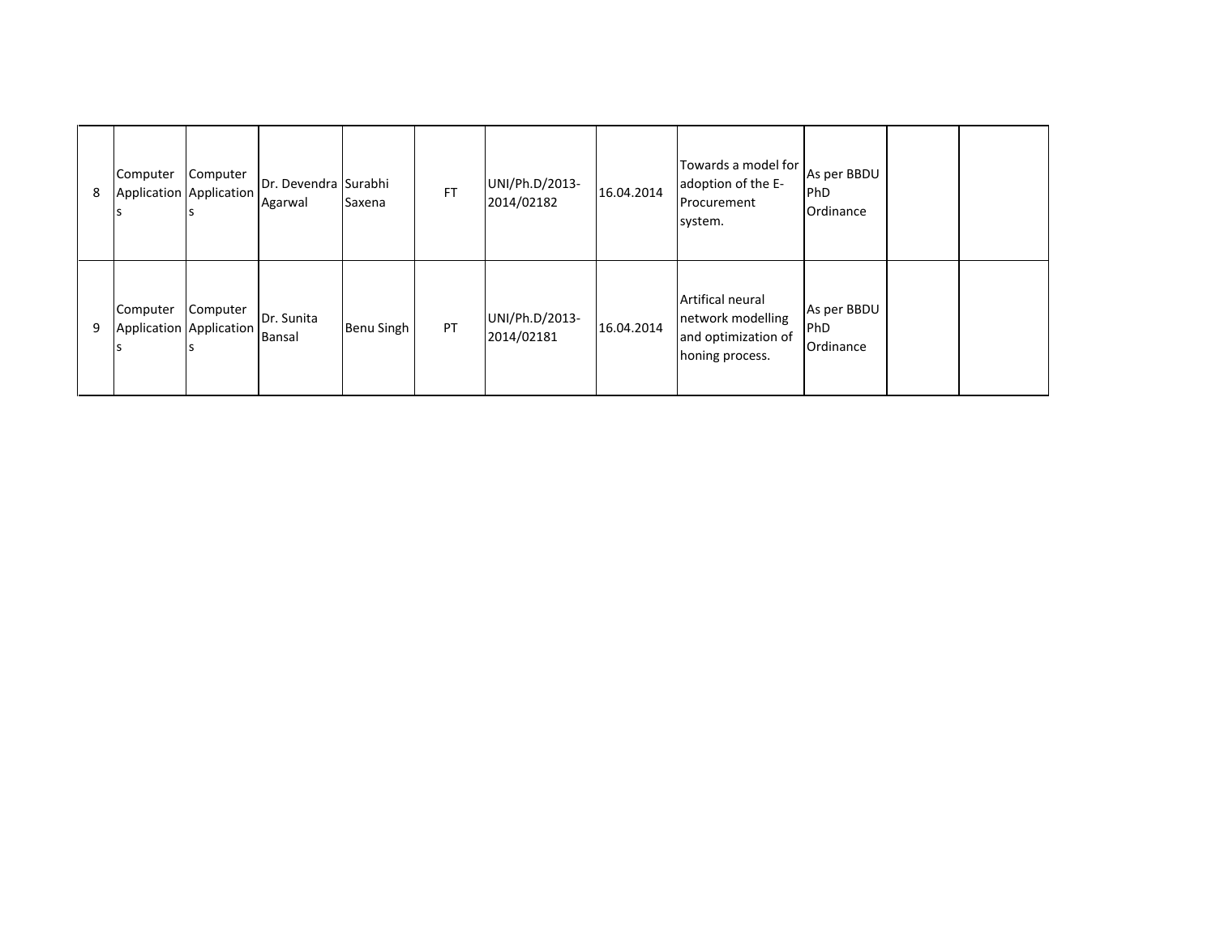| | | | | | | | | | | | |
|---|---|---|---|---|---|---|---|---|---|---|---|
| 8 | Computer Applications | Computer Applications | Dr. Devendra Agarwal | Surabhi Saxena | FT | UNI/Ph.D/2013-2014/02182 | 16.04.2014 | Towards a model for adoption of the E-Procurement system. | As per BBDU PhD Ordinance | | |
| 9 | Computer Applications | Computer Applications | Dr. Sunita Bansal | Benu Singh | PT | UNI/Ph.D/2013-2014/02181 | 16.04.2014 | Artifical neural network modelling and optimization of honing process. | As per BBDU PhD Ordinance | | |